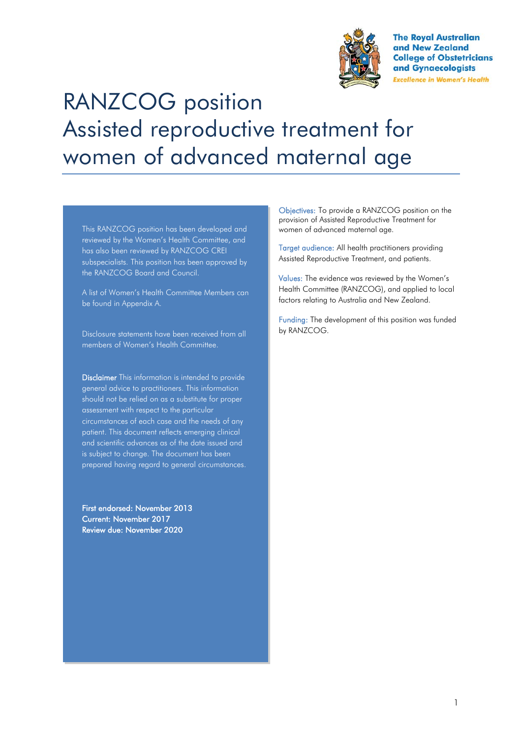The Royal Australian and New Zealand College of Obstetricians and Gynaecologists

*Excellence in Women's Health*

# RANZCOG position Assisted reproductive treatment for women of advanced maternal age

This RANZCOG position has been developed and reviewed by the Women's Health Committee, and has also been reviewed by RANZCOG CREI subspecialists. This position has been approved by the RANZCOG Board and Council.

A list of Women's Health Committee Members can be found in Appendix A.

Disclosure statements have been received from all members of Women's Health Committee.

**Disclaimer** This information is intended to provide general advice to practitioners. This information should not be relied on as a substitute for proper assessment with respect to the particular circumstances of each case and the needs of any patient. This document reflects emerging clinical and scientific advances as of the date issued and is subject to change. The document has been prepared having regard to general circumstances.

**First endorsed: November 2013**
**Current: November 2017**
**Review due: November 2020**

Objectives: To provide a RANZCOG position on the provision of Assisted Reproductive Treatment for women of advanced maternal age.

Target audience: All health practitioners providing Assisted Reproductive Treatment, and patients.

Values: The evidence was reviewed by the Women's Health Committee (RANZCOG), and applied to local factors relating to Australia and New Zealand.

Funding: The development of this position was funded by RANZCOG.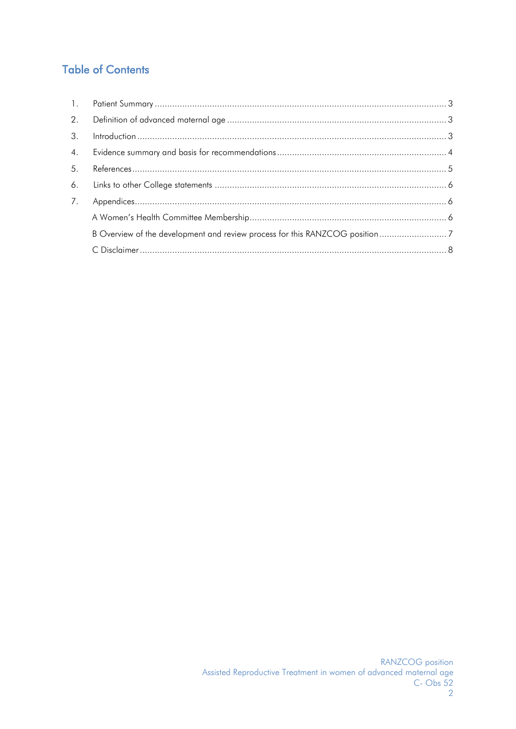## Table of Contents

1. Patient Summary .......... 3
2. Definition of advanced maternal age .......... 3
3. Introduction .......... 3
4. Evidence summary and basis for recommendations .......... 4
5. References .......... 5
6. Links to other College statements .......... 6
7. Appendices .......... 6
   - A Women's Health Committee Membership .......... 6
   - B Overview of the development and review process for this RANZCOG position .......... 7
   - C Disclaimer .......... 8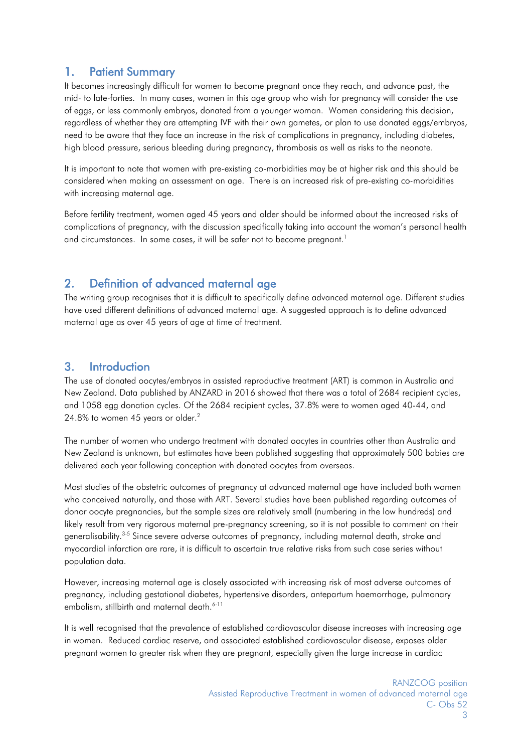## 1. Patient Summary

It becomes increasingly difficult for women to become pregnant once they reach, and advance past, the mid- to late-forties. In many cases, women in this age group who wish for pregnancy will consider the use of eggs, or less commonly embryos, donated from a younger woman. Women considering this decision, regardless of whether they are attempting IVF with their own gametes, or plan to use donated eggs/embryos, need to be aware that they face an increase in the risk of complications in pregnancy, including diabetes, high blood pressure, serious bleeding during pregnancy, thrombosis as well as risks to the neonate.

It is important to note that women with pre-existing co-morbidities may be at higher risk and this should be considered when making an assessment on age. There is an increased risk of pre-existing co-morbidities with increasing maternal age.

Before fertility treatment, women aged 45 years and older should be informed about the increased risks of complications of pregnancy, with the discussion specifically taking into account the woman's personal health and circumstances. In some cases, it will be safer not to become pregnant.[1]

## 2. Definition of advanced maternal age

The writing group recognises that it is difficult to specifically define advanced maternal age. Different studies have used different definitions of advanced maternal age. A suggested approach is to define advanced maternal age as over 45 years of age at time of treatment.

## 3. Introduction

The use of donated oocytes/embryos in assisted reproductive treatment (ART) is common in Australia and New Zealand. Data published by ANZARD in 2016 showed that there was a total of 2684 recipient cycles, and 1058 egg donation cycles. Of the 2684 recipient cycles, 37.8% were to women aged 40-44, and 24.8% to women 45 years or older.[2]

The number of women who undergo treatment with donated oocytes in countries other than Australia and New Zealand is unknown, but estimates have been published suggesting that approximately 500 babies are delivered each year following conception with donated oocytes from overseas.

Most studies of the obstetric outcomes of pregnancy at advanced maternal age have included both women who conceived naturally, and those with ART. Several studies have been published regarding outcomes of donor oocyte pregnancies, but the sample sizes are relatively small (numbering in the low hundreds) and likely result from very rigorous maternal pre-pregnancy screening, so it is not possible to comment on their generalisability.[3-5] Since severe adverse outcomes of pregnancy, including maternal death, stroke and myocardial infarction are rare, it is difficult to ascertain true relative risks from such case series without population data.

However, increasing maternal age is closely associated with increasing risk of most adverse outcomes of pregnancy, including gestational diabetes, hypertensive disorders, antepartum haemorrhage, pulmonary embolism, stillbirth and maternal death.[6-11]

It is well recognised that the prevalence of established cardiovascular disease increases with increasing age in women. Reduced cardiac reserve, and associated established cardiovascular disease, exposes older pregnant women to greater risk when they are pregnant, especially given the large increase in cardiac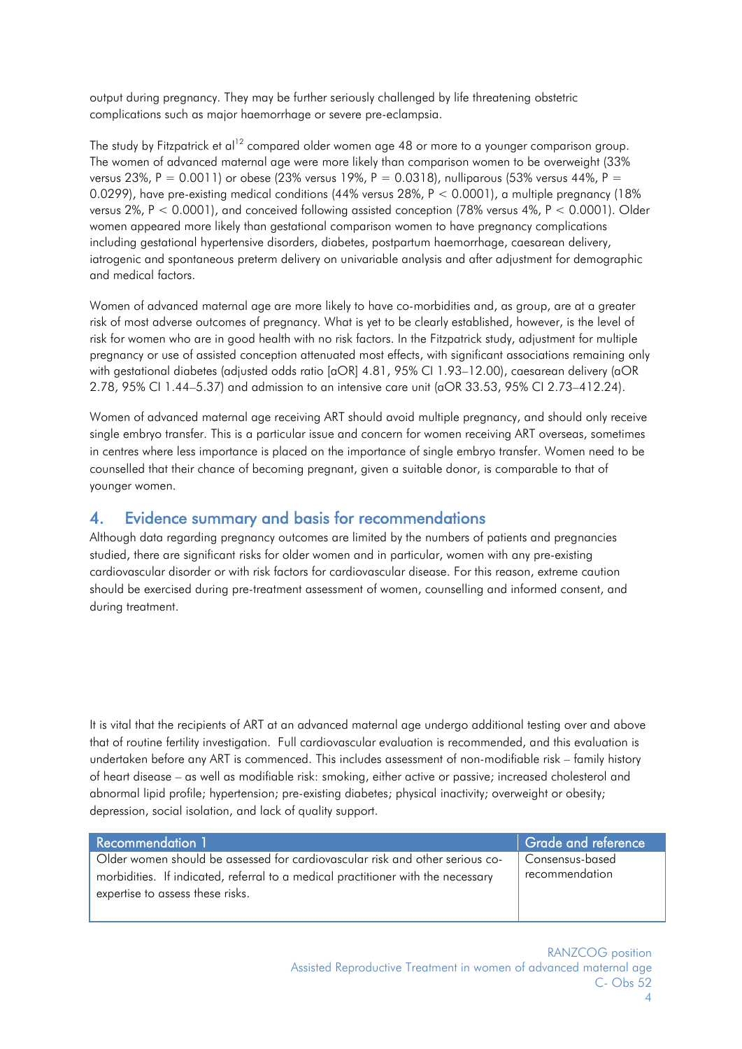output during pregnancy. They may be further seriously challenged by life threatening obstetric complications such as major haemorrhage or severe pre-eclampsia.

The study by Fitzpatrick et al[12] compared older women age 48 or more to a younger comparison group. The women of advanced maternal age were more likely than comparison women to be overweight (33% versus 23%, P = 0.0011) or obese (23% versus 19%, P = 0.0318), nulliparous (53% versus 44%, P = 0.0299), have pre-existing medical conditions (44% versus 28%, P < 0.0001), a multiple pregnancy (18% versus 2%, P < 0.0001), and conceived following assisted conception (78% versus 4%, P < 0.0001). Older women appeared more likely than gestational comparison women to have pregnancy complications including gestational hypertensive disorders, diabetes, postpartum haemorrhage, caesarean delivery, iatrogenic and spontaneous preterm delivery on univariable analysis and after adjustment for demographic and medical factors.

Women of advanced maternal age are more likely to have co-morbidities and, as group, are at a greater risk of most adverse outcomes of pregnancy. What is yet to be clearly established, however, is the level of risk for women who are in good health with no risk factors. In the Fitzpatrick study, adjustment for multiple pregnancy or use of assisted conception attenuated most effects, with significant associations remaining only with gestational diabetes (adjusted odds ratio [aOR] 4.81, 95% CI 1.93–12.00), caesarean delivery (aOR 2.78, 95% CI 1.44–5.37) and admission to an intensive care unit (aOR 33.53, 95% CI 2.73–412.24).

Women of advanced maternal age receiving ART should avoid multiple pregnancy, and should only receive single embryo transfer. This is a particular issue and concern for women receiving ART overseas, sometimes in centres where less importance is placed on the importance of single embryo transfer. Women need to be counselled that their chance of becoming pregnant, given a suitable donor, is comparable to that of younger women.

## 4. Evidence summary and basis for recommendations

Although data regarding pregnancy outcomes are limited by the numbers of patients and pregnancies studied, there are significant risks for older women and in particular, women with any pre-existing cardiovascular disorder or with risk factors for cardiovascular disease. For this reason, extreme caution should be exercised during pre-treatment assessment of women, counselling and informed consent, and during treatment.

It is vital that the recipients of ART at an advanced maternal age undergo additional testing over and above that of routine fertility investigation. Full cardiovascular evaluation is recommended, and this evaluation is undertaken before any ART is commenced. This includes assessment of non-modifiable risk – family history of heart disease – as well as modifiable risk: smoking, either active or passive; increased cholesterol and abnormal lipid profile; hypertension; pre-existing diabetes; physical inactivity; overweight or obesity; depression, social isolation, and lack of quality support.

| Recommendation 1 | Grade and reference |
|---|---|
| Older women should be assessed for cardiovascular risk and other serious co-morbidities. If indicated, referral to a medical practitioner with the necessary expertise to assess these risks. | Consensus-based recommendation |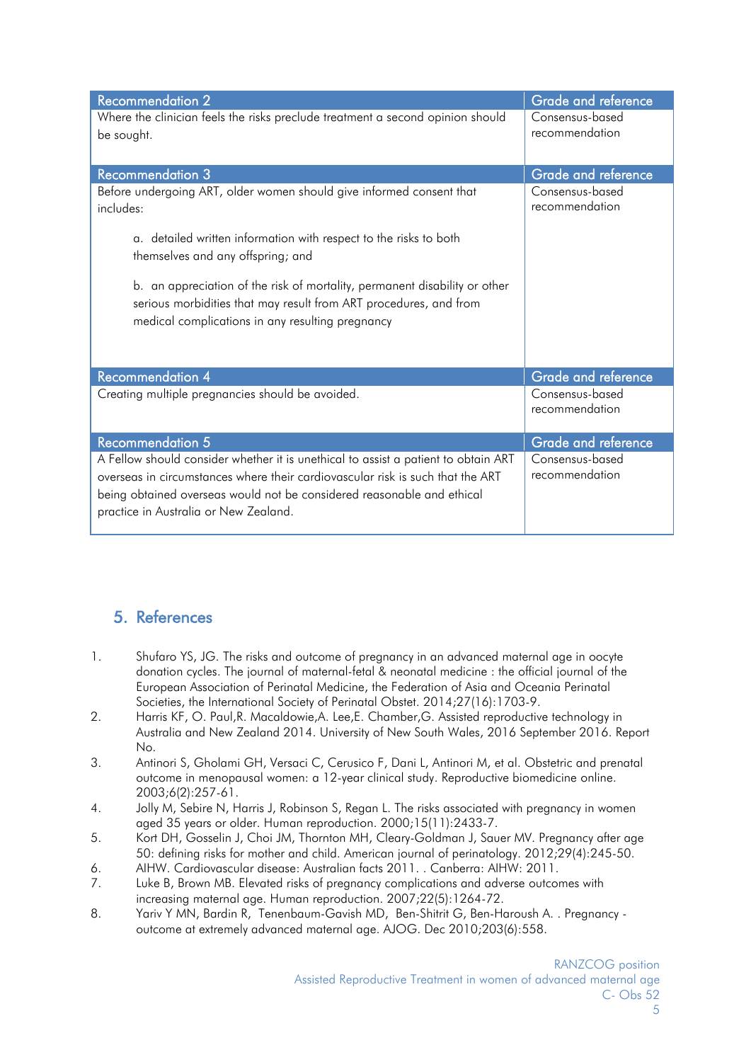| Recommendation 2 | Grade and reference |
| --- | --- |
| Where the clinician feels the risks preclude treatment a second opinion should be sought. | Consensus-based recommendation |

| Recommendation 3 | Grade and reference |
| --- | --- |
| Before undergoing ART, older women should give informed consent that includes:<br><br>a. detailed written information with respect to the risks to both themselves and any offspring; and<br><br>b. an appreciation of the risk of mortality, permanent disability or other serious morbidities that may result from ART procedures, and from medical complications in any resulting pregnancy | Consensus-based recommendation |

| Recommendation 4 | Grade and reference |
| --- | --- |
| Creating multiple pregnancies should be avoided. | Consensus-based recommendation |

| Recommendation 5 | Grade and reference |
| --- | --- |
| A Fellow should consider whether it is unethical to assist a patient to obtain ART overseas in circumstances where their cardiovascular risk is such that the ART being obtained overseas would not be considered reasonable and ethical practice in Australia or New Zealand. | Consensus-based recommendation |

## 5. References

1. Shufaro YS, JG. The risks and outcome of pregnancy in an advanced maternal age in oocyte donation cycles. The journal of maternal-fetal & neonatal medicine : the official journal of the European Association of Perinatal Medicine, the Federation of Asia and Oceania Perinatal Societies, the International Society of Perinatal Obstet. 2014;27(16):1703-9.
2. Harris KF, O. Paul,R. Macaldowie,A. Lee,E. Chamber,G. Assisted reproductive technology in Australia and New Zealand 2014. University of New South Wales, 2016 September 2016. Report No.
3. Antinori S, Gholami GH, Versaci C, Cerusico F, Dani L, Antinori M, et al. Obstetric and prenatal outcome in menopausal women: a 12-year clinical study. Reproductive biomedicine online. 2003;6(2):257-61.
4. Jolly M, Sebire N, Harris J, Robinson S, Regan L. The risks associated with pregnancy in women aged 35 years or older. Human reproduction. 2000;15(11):2433-7.
5. Kort DH, Gosselin J, Choi JM, Thornton MH, Cleary-Goldman J, Sauer MV. Pregnancy after age 50: defining risks for mother and child. American journal of perinatology. 2012;29(4):245-50.
6. AIHW. Cardiovascular disease: Australian facts 2011. . Canberra: AIHW: 2011.
7. Luke B, Brown MB. Elevated risks of pregnancy complications and adverse outcomes with increasing maternal age. Human reproduction. 2007;22(5):1264-72.
8. Yariv Y MN, Bardin R, Tenenbaum-Gavish MD, Ben-Shitrit G, Ben-Haroush A. . Pregnancy - outcome at extremely advanced maternal age. AJOG. Dec 2010;203(6):558.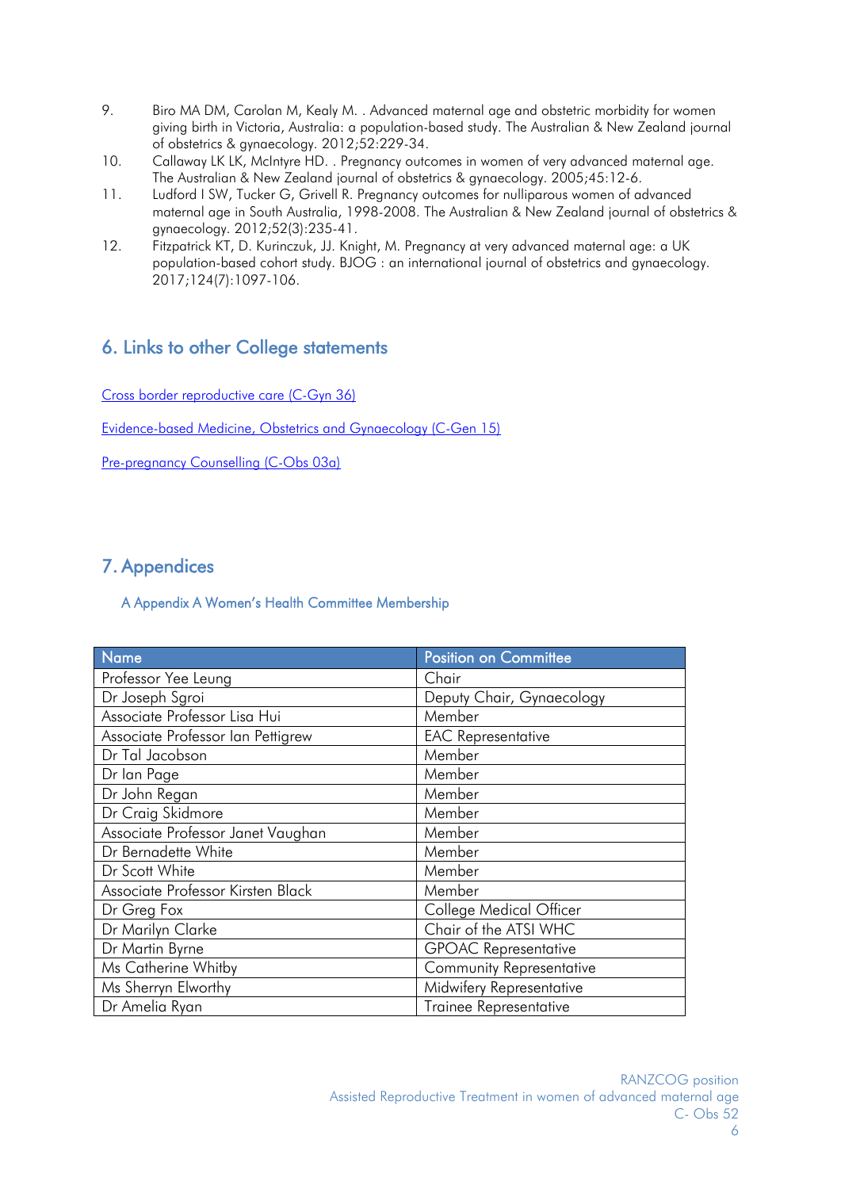9. Biro MA DM, Carolan M, Kealy M. . Advanced maternal age and obstetric morbidity for women giving birth in Victoria, Australia: a population-based study. The Australian & New Zealand journal of obstetrics & gynaecology. 2012;52:229-34.
10. Callaway LK LK, McIntyre HD. . Pregnancy outcomes in women of very advanced maternal age. The Australian & New Zealand journal of obstetrics & gynaecology. 2005;45:12-6.
11. Ludford I SW, Tucker G, Grivell R. Pregnancy outcomes for nulliparous women of advanced maternal age in South Australia, 1998-2008. The Australian & New Zealand journal of obstetrics & gynaecology. 2012;52(3):235-41.
12. Fitzpatrick KT, D. Kurinczuk, JJ. Knight, M. Pregnancy at very advanced maternal age: a UK population-based cohort study. BJOG : an international journal of obstetrics and gynaecology. 2017;124(7):1097-106.

## 6. Links to other College statements

Cross border reproductive care (C-Gyn 36)

Evidence-based Medicine, Obstetrics and Gynaecology (C-Gen 15)

Pre-pregnancy Counselling (C-Obs 03a)

## 7. Appendices

### A Appendix A Women's Health Committee Membership

| Name | Position on Committee |
|---|---|
| Professor Yee Leung | Chair |
| Dr Joseph Sgroi | Deputy Chair, Gynaecology |
| Associate Professor Lisa Hui | Member |
| Associate Professor Ian Pettigrew | EAC Representative |
| Dr Tal Jacobson | Member |
| Dr Ian Page | Member |
| Dr John Regan | Member |
| Dr Craig Skidmore | Member |
| Associate Professor Janet Vaughan | Member |
| Dr Bernadette White | Member |
| Dr Scott White | Member |
| Associate Professor Kirsten Black | Member |
| Dr Greg Fox | College Medical Officer |
| Dr Marilyn Clarke | Chair of the ATSI WHC |
| Dr Martin Byrne | GPOAC Representative |
| Ms Catherine Whitby | Community Representative |
| Ms Sherryn Elworthy | Midwifery Representative |
| Dr Amelia Ryan | Trainee Representative |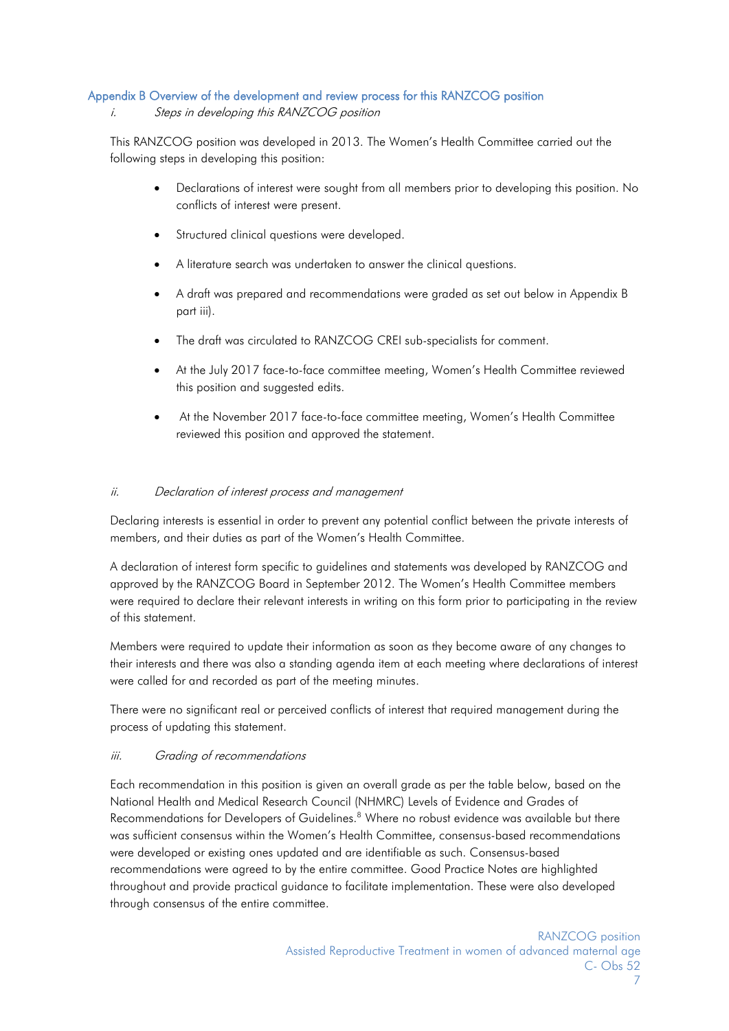## Appendix B Overview of the development and review process for this RANZCOG position

### i. *Steps in developing this RANZCOG position*

This RANZCOG position was developed in 2013. The Women's Health Committee carried out the following steps in developing this position:

- Declarations of interest were sought from all members prior to developing this position. No conflicts of interest were present.
- Structured clinical questions were developed.
- A literature search was undertaken to answer the clinical questions.
- A draft was prepared and recommendations were graded as set out below in Appendix B part iii).
- The draft was circulated to RANZCOG CREI sub-specialists for comment.
- At the July 2017 face-to-face committee meeting, Women's Health Committee reviewed this position and suggested edits.
- At the November 2017 face-to-face committee meeting, Women's Health Committee reviewed this position and approved the statement.

### ii. *Declaration of interest process and management*

Declaring interests is essential in order to prevent any potential conflict between the private interests of members, and their duties as part of the Women's Health Committee.

A declaration of interest form specific to guidelines and statements was developed by RANZCOG and approved by the RANZCOG Board in September 2012. The Women's Health Committee members were required to declare their relevant interests in writing on this form prior to participating in the review of this statement.

Members were required to update their information as soon as they become aware of any changes to their interests and there was also a standing agenda item at each meeting where declarations of interest were called for and recorded as part of the meeting minutes.

There were no significant real or perceived conflicts of interest that required management during the process of updating this statement.

### iii. *Grading of recommendations*

Each recommendation in this position is given an overall grade as per the table below, based on the National Health and Medical Research Council (NHMRC) Levels of Evidence and Grades of Recommendations for Developers of Guidelines.[8] Where no robust evidence was available but there was sufficient consensus within the Women's Health Committee, consensus-based recommendations were developed or existing ones updated and are identifiable as such. Consensus-based recommendations were agreed to by the entire committee. Good Practice Notes are highlighted throughout and provide practical guidance to facilitate implementation. These were also developed through consensus of the entire committee.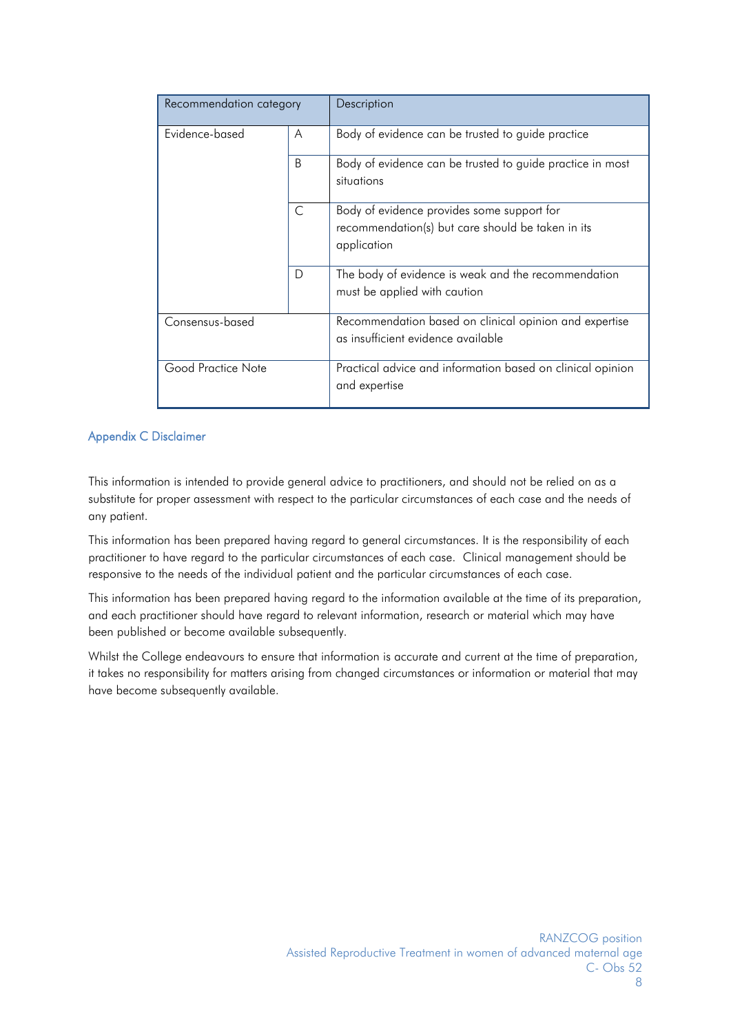| Recommendation category | | Description |
|---|---|---|
| Evidence-based | A | Body of evidence can be trusted to guide practice |
| | B | Body of evidence can be trusted to guide practice in most situations |
| | C | Body of evidence provides some support for recommendation(s) but care should be taken in its application |
| | D | The body of evidence is weak and the recommendation must be applied with caution |
| Consensus-based | | Recommendation based on clinical opinion and expertise as insufficient evidence available |
| Good Practice Note | | Practical advice and information based on clinical opinion and expertise |

## Appendix C Disclaimer

This information is intended to provide general advice to practitioners, and should not be relied on as a substitute for proper assessment with respect to the particular circumstances of each case and the needs of any patient.

This information has been prepared having regard to general circumstances. It is the responsibility of each practitioner to have regard to the particular circumstances of each case. Clinical management should be responsive to the needs of the individual patient and the particular circumstances of each case.

This information has been prepared having regard to the information available at the time of its preparation, and each practitioner should have regard to relevant information, research or material which may have been published or become available subsequently.

Whilst the College endeavours to ensure that information is accurate and current at the time of preparation, it takes no responsibility for matters arising from changed circumstances or information or material that may have become subsequently available.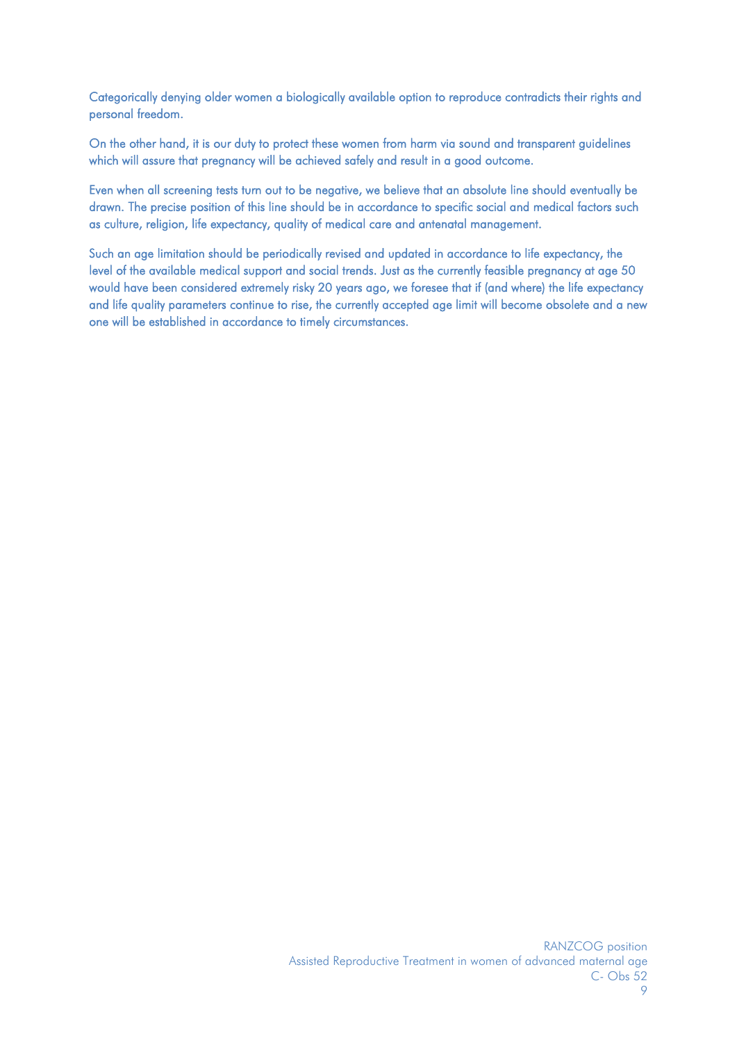Categorically denying older women a biologically available option to reproduce contradicts their rights and personal freedom.

On the other hand, it is our duty to protect these women from harm via sound and transparent guidelines which will assure that pregnancy will be achieved safely and result in a good outcome.

Even when all screening tests turn out to be negative, we believe that an absolute line should eventually be drawn. The precise position of this line should be in accordance to specific social and medical factors such as culture, religion, life expectancy, quality of medical care and antenatal management.

Such an age limitation should be periodically revised and updated in accordance to life expectancy, the level of the available medical support and social trends. Just as the currently feasible pregnancy at age 50 would have been considered extremely risky 20 years ago, we foresee that if (and where) the life expectancy and life quality parameters continue to rise, the currently accepted age limit will become obsolete and a new one will be established in accordance to timely circumstances.